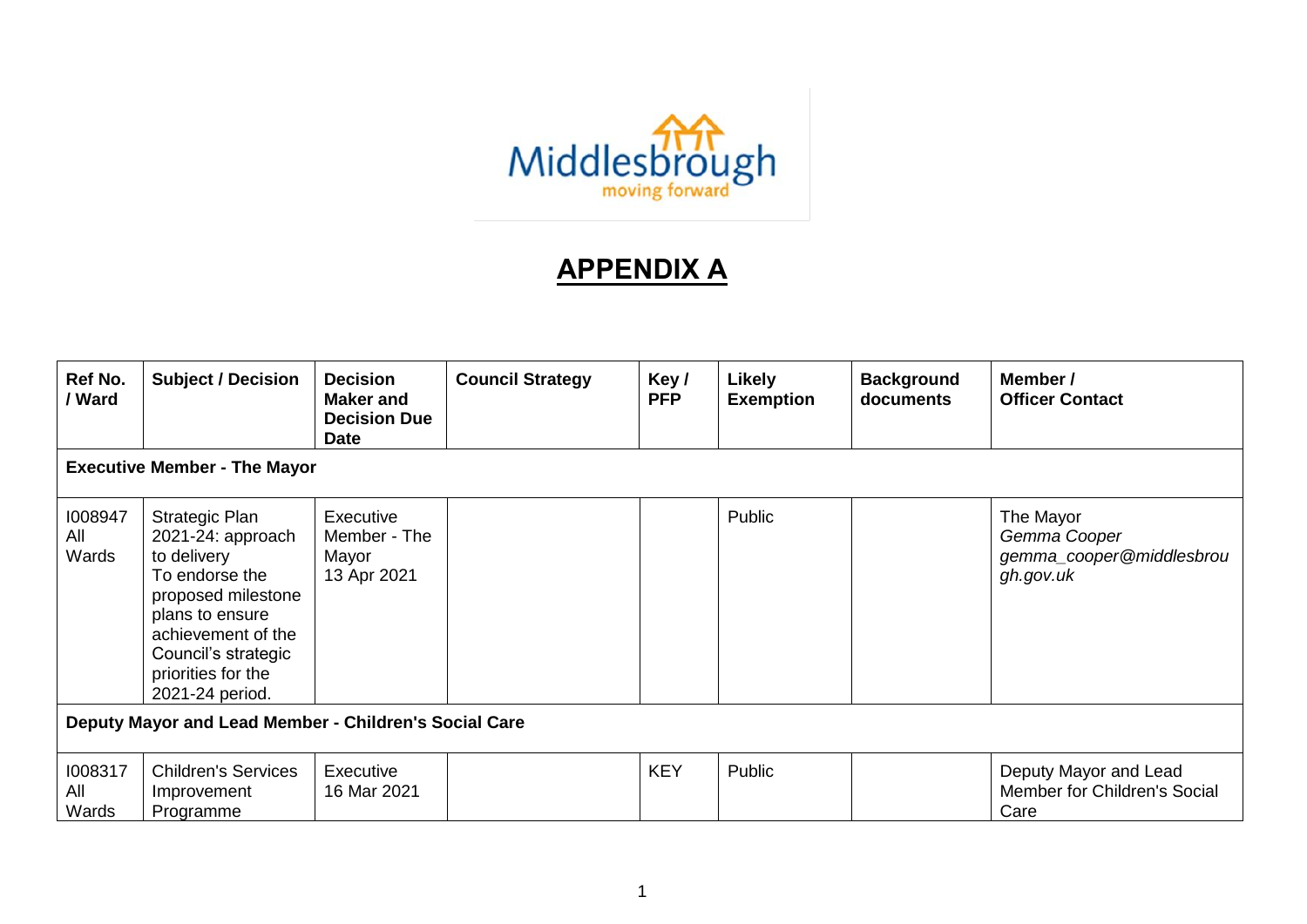# APPENDIX A

| Ref No. / Ward | Subject / Decision | Decision Maker and Decision Due Date | Council Strategy | Key / PFP | Likely Exemption | Background documents | Member / Officer Contact |
|---|---|---|---|---|---|---|---|
| **Executive Member - The Mayor** | | | | | | | |
| I008947 All Wards | Strategic Plan 2021-24: approach to delivery To endorse the proposed milestone plans to ensure achievement of the Council's strategic priorities for the 2021-24 period. | Executive Member - The Mayor 13 Apr 2021 | | | Public | | The Mayor *Gemma Cooper* *gemma_cooper@middlesbrough.gov.uk* |
| **Deputy Mayor and Lead Member - Children's Social Care** | | | | | | | |
| I008317 All Wards | Children's Services Improvement Programme | Executive 16 Mar 2021 | | KEY | Public | | Deputy Mayor and Lead Member for Children's Social Care |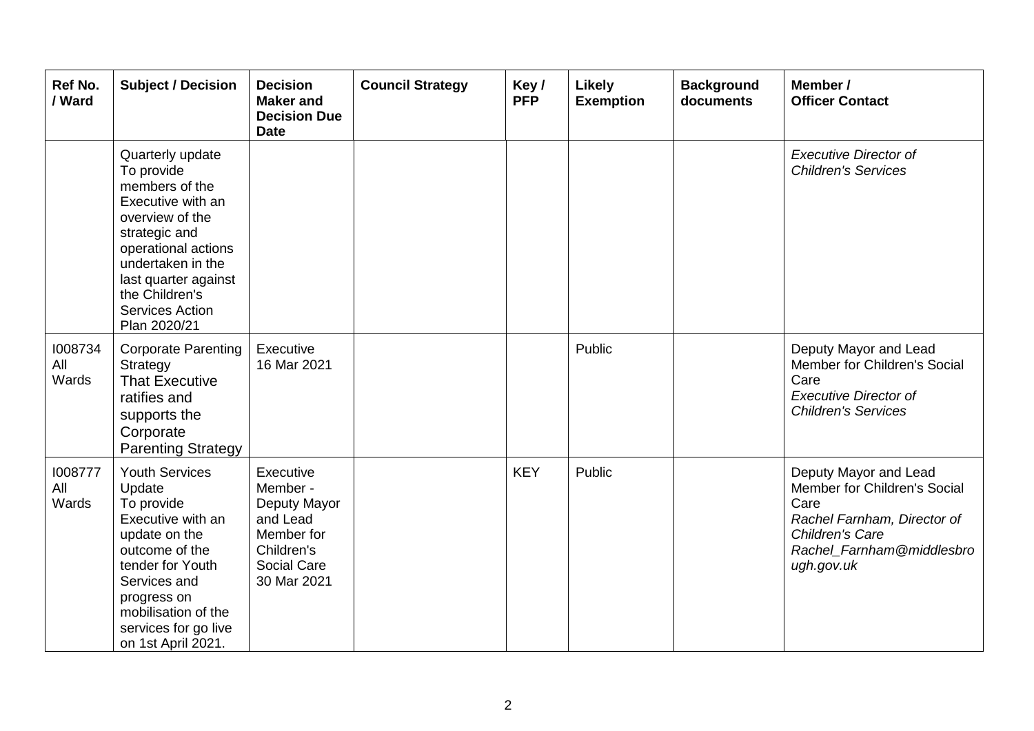| Ref No. / Ward | Subject / Decision | Decision Maker and Decision Due Date | Council Strategy | Key / PFP | Likely Exemption | Background documents | Member / Officer Contact |
|---|---|---|---|---|---|---|---|
| | Quarterly update To provide members of the Executive with an overview of the strategic and operational actions undertaken in the last quarter against the Children's Services Action Plan 2020/21 | | | | | | *Executive Director of Children's Services* |
| I008734 All Wards | Corporate Parenting Strategy That Executive ratifies and supports the Corporate Parenting Strategy | Executive 16 Mar 2021 | | | Public | | Deputy Mayor and Lead Member for Children's Social Care *Executive Director of Children's Services* |
| I008777 All Wards | Youth Services Update To provide Executive with an update on the outcome of the tender for Youth Services and progress on mobilisation of the services for go live on 1st April 2021. | Executive Member - Deputy Mayor and Lead Member for Children's Social Care 30 Mar 2021 | | KEY | Public | | Deputy Mayor and Lead Member for Children's Social Care *Rachel Farnham, Director of Children's Care Rachel_Farnham@middlesbrough.gov.uk* |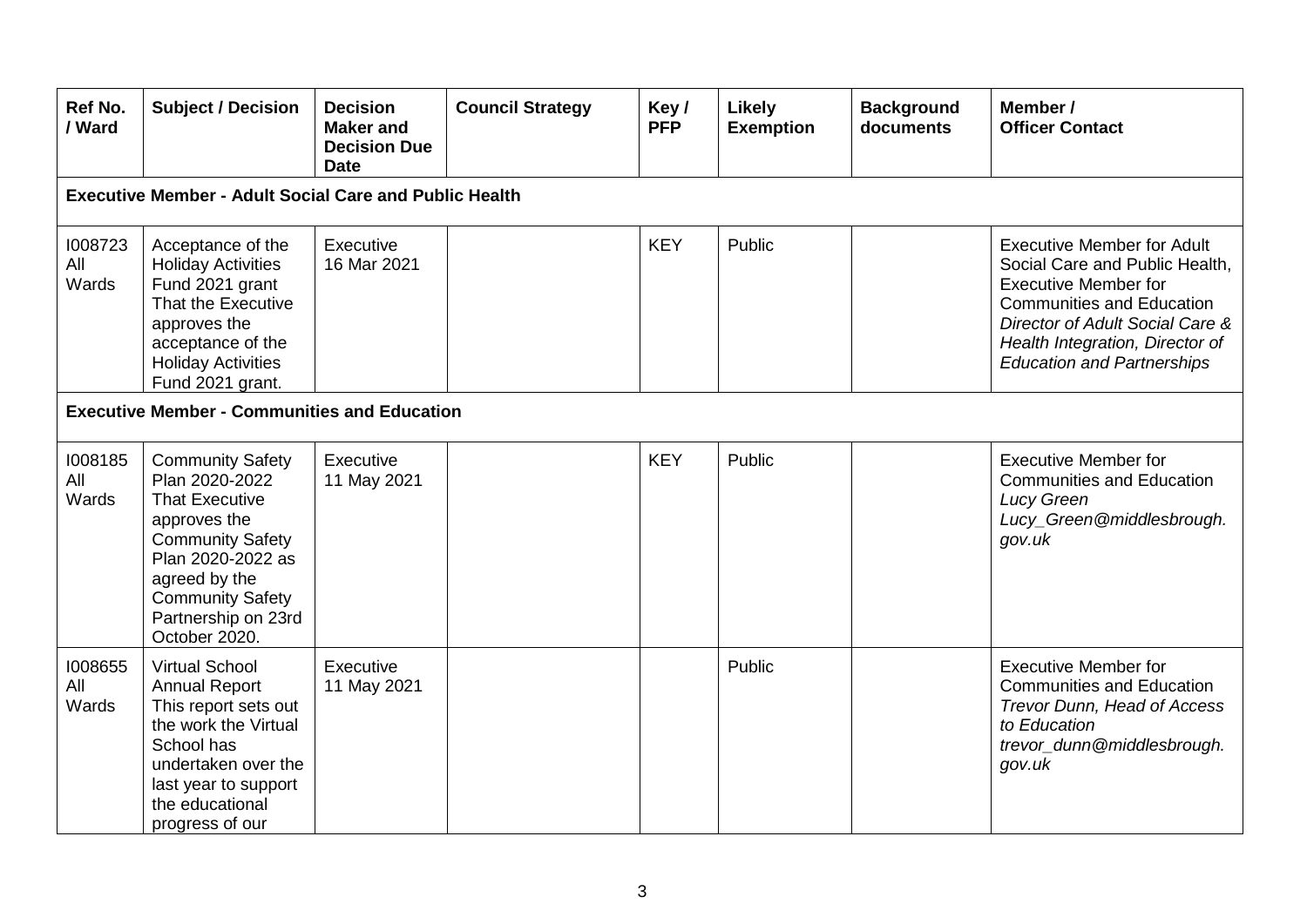| Ref No. / Ward | Subject / Decision | Decision Maker and Decision Due Date | Council Strategy | Key / PFP | Likely Exemption | Background documents | Member / Officer Contact |
|---|---|---|---|---|---|---|---|
| **Executive Member - Adult Social Care and Public Health** | | | | | | | |
| I008723 All Wards | Acceptance of the Holiday Activities Fund 2021 grant That the Executive approves the acceptance of the Holiday Activities Fund 2021 grant. | Executive 16 Mar 2021 | | KEY | Public | | Executive Member for Adult Social Care and Public Health, Executive Member for Communities and Education *Director of Adult Social Care & Health Integration, Director of Education and Partnerships* |
| **Executive Member - Communities and Education** | | | | | | | |
| I008185 All Wards | Community Safety Plan 2020-2022 That Executive approves the Community Safety Plan 2020-2022 as agreed by the Community Safety Partnership on 23rd October 2020. | Executive 11 May 2021 | | KEY | Public | | Executive Member for Communities and Education *Lucy Green Lucy_Green@middlesbrough.gov.uk* |
| I008655 All Wards | Virtual School Annual Report This report sets out the work the Virtual School has undertaken over the last year to support the educational progress of our | Executive 11 May 2021 | | | Public | | Executive Member for Communities and Education *Trevor Dunn, Head of Access to Education trevor_dunn@middlesbrough.gov.uk* |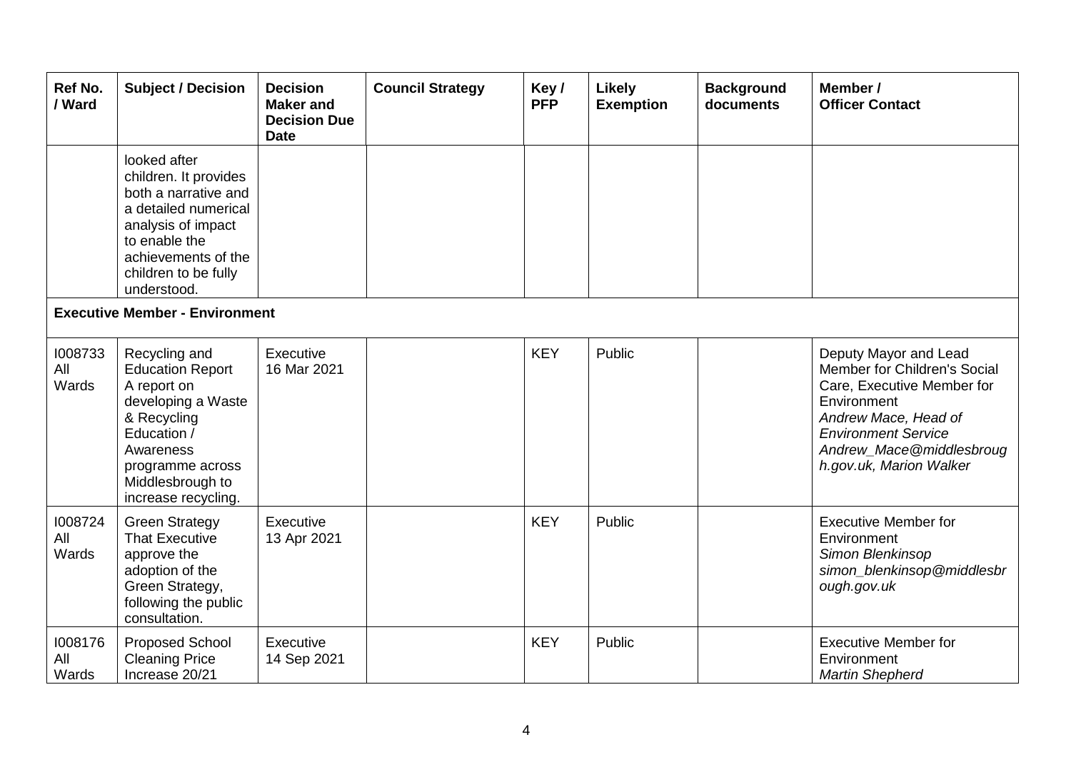| Ref No. / Ward | Subject / Decision | Decision Maker and Decision Due Date | Council Strategy | Key / PFP | Likely Exemption | Background documents | Member / Officer Contact |
|---|---|---|---|---|---|---|---|
| | looked after children. It provides both a narrative and a detailed numerical analysis of impact to enable the achievements of the children to be fully understood. | | | | | | |
| **Executive Member - Environment** | | | | | | | |
| I008733 All Wards | Recycling and Education Report A report on developing a Waste & Recycling Education / Awareness programme across Middlesbrough to increase recycling. | Executive 16 Mar 2021 | | KEY | Public | | Deputy Mayor and Lead Member for Children's Social Care, Executive Member for Environment *Andrew Mace, Head of Environment Service Andrew_Mace@middlesbrough.gov.uk, Marion Walker* |
| I008724 All Wards | Green Strategy That Executive approve the adoption of the Green Strategy, following the public consultation. | Executive 13 Apr 2021 | | KEY | Public | | Executive Member for Environment *Simon Blenkinsop simon_blenkinsop@middlesbrough.gov.uk* |
| I008176 All Wards | Proposed School Cleaning Price Increase 20/21 | Executive 14 Sep 2021 | | KEY | Public | | Executive Member for Environment *Martin Shepherd* |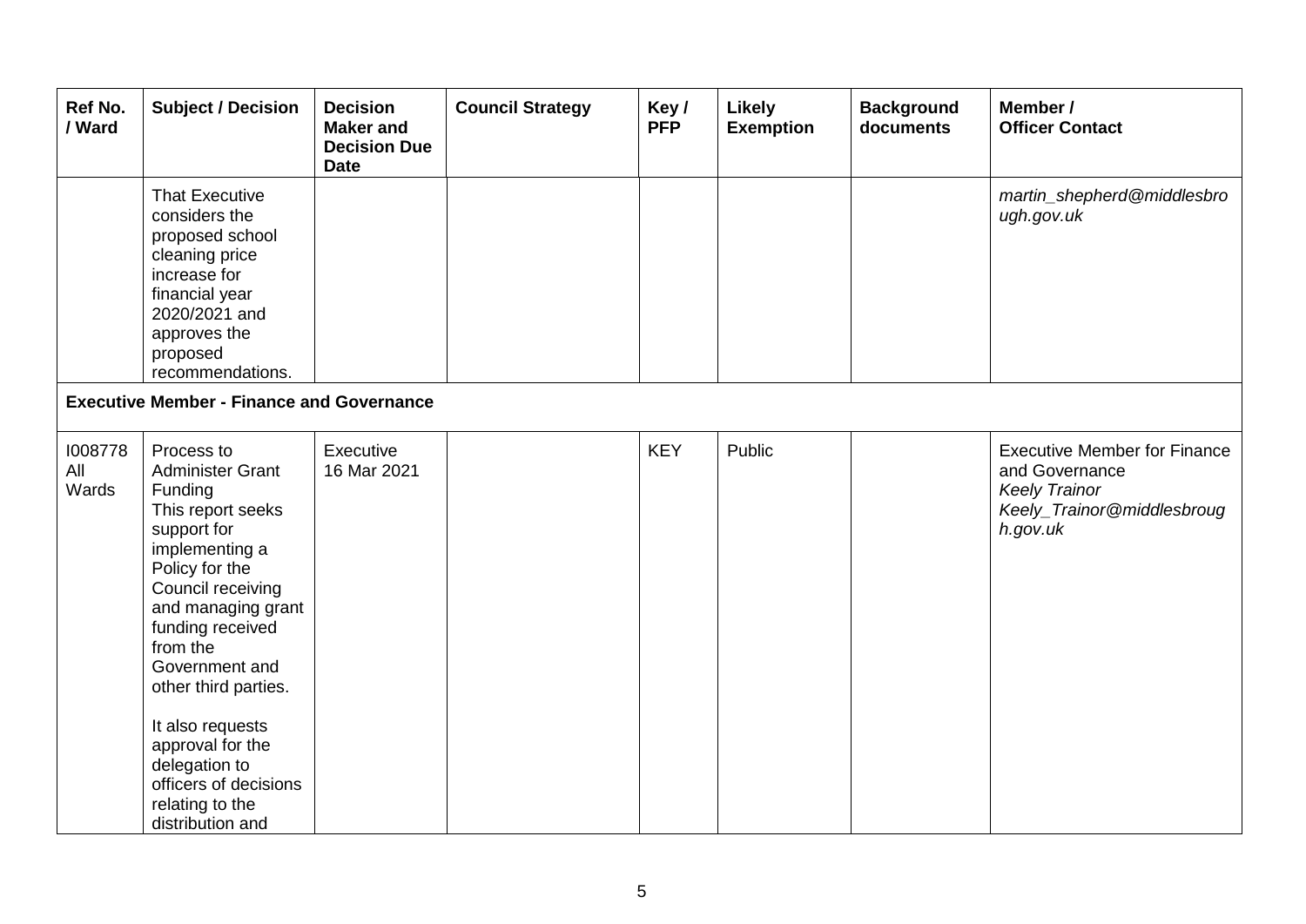| Ref No. / Ward | Subject / Decision | Decision Maker and Decision Due Date | Council Strategy | Key / PFP | Likely Exemption | Background documents | Member / Officer Contact |
|---|---|---|---|---|---|---|---|
| | That Executive considers the proposed school cleaning price increase for financial year 2020/2021 and approves the proposed recommendations. | | | | | | *martin_shepherd@middlesbrough.gov.uk* |
| **Executive Member - Finance and Governance** | | | | | | | |
| I008778 All Wards | Process to Administer Grant Funding This report seeks support for implementing a Policy for the Council receiving and managing grant funding received from the Government and other third parties. It also requests approval for the delegation to officers of decisions relating to the distribution and | Executive 16 Mar 2021 | | KEY | Public | | Executive Member for Finance and Governance *Keely Trainor* *Keely_Trainor@middlesbrough.gov.uk* |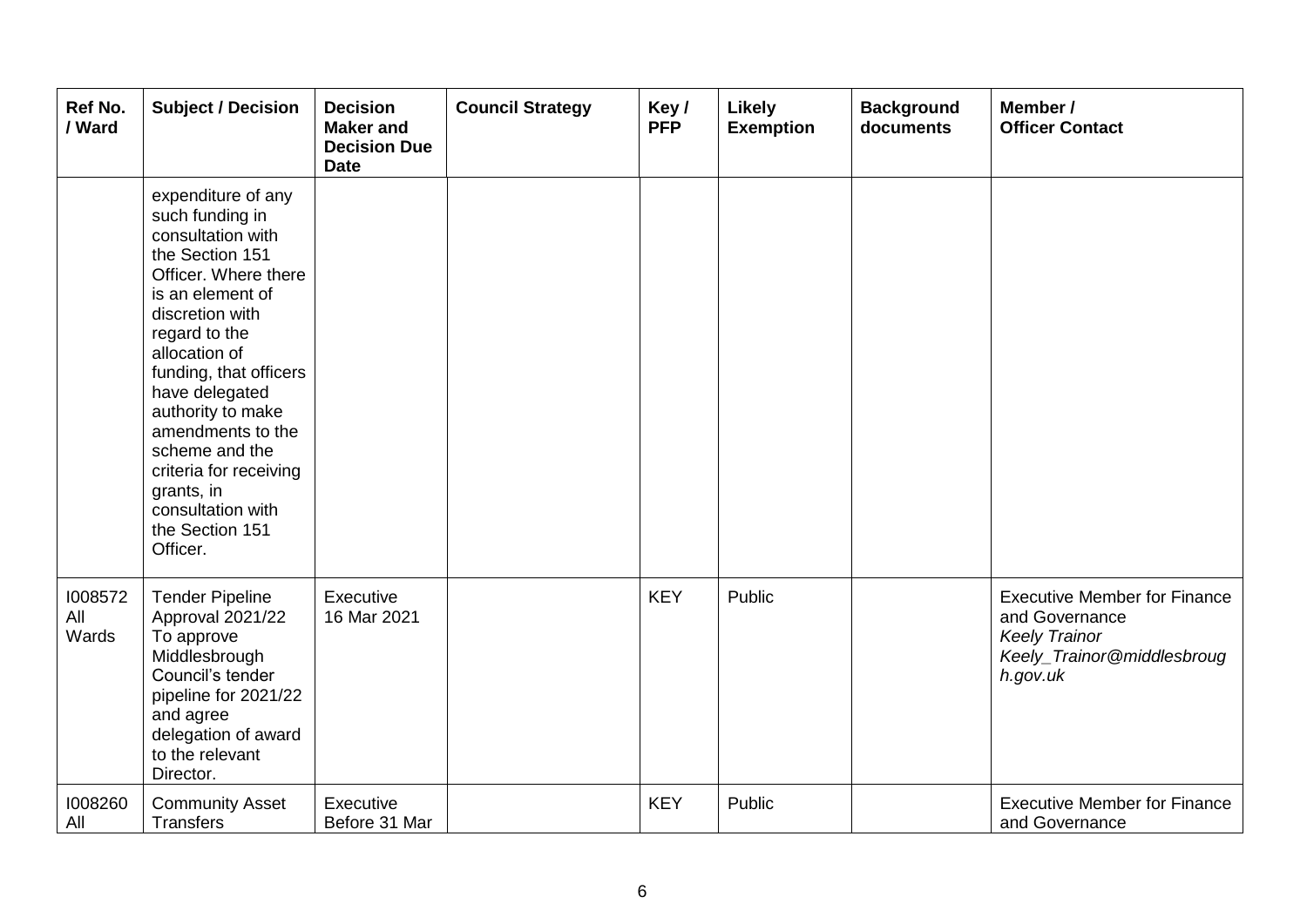| Ref No. / Ward | Subject / Decision | Decision Maker and Decision Due Date | Council Strategy | Key / PFP | Likely Exemption | Background documents | Member / Officer Contact |
|---|---|---|---|---|---|---|---|
| | expenditure of any such funding in consultation with the Section 151 Officer. Where there is an element of discretion with regard to the allocation of funding, that officers have delegated authority to make amendments to the scheme and the criteria for receiving grants, in consultation with the Section 151 Officer. | | | | | | |
| I008572 All Wards | Tender Pipeline Approval 2021/22 To approve Middlesbrough Council's tender pipeline for 2021/22 and agree delegation of award to the relevant Director. | Executive 16 Mar 2021 | | KEY | Public | | Executive Member for Finance and Governance *Keely Trainor* *Keely_Trainor@middlesbrough.gov.uk* |
| I008260 All | Community Asset Transfers | Executive Before 31 Mar | | KEY | Public | | Executive Member for Finance and Governance |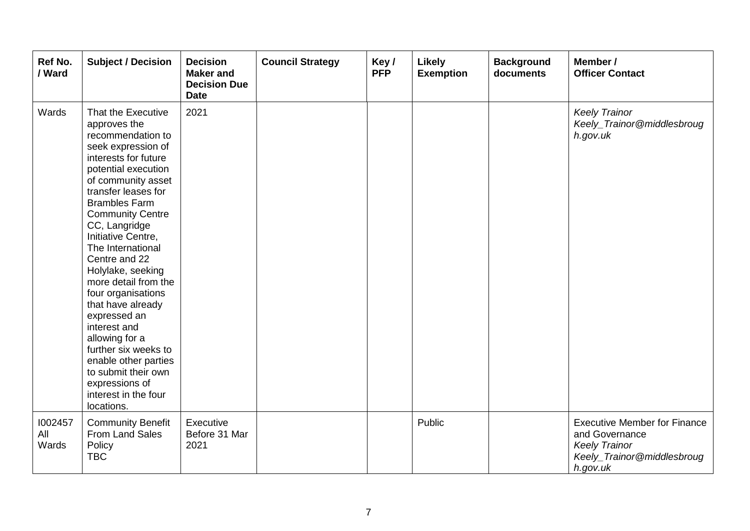| Ref No. / Ward | Subject / Decision | Decision Maker and Decision Due Date | Council Strategy | Key / PFP | Likely Exemption | Background documents | Member / Officer Contact |
|---|---|---|---|---|---|---|---|
| Wards | That the Executive approves the recommendation to seek expression of interests for future potential execution of community asset transfer leases for Brambles Farm Community Centre CC, Langridge Initiative Centre, The International Centre and 22 Holylake, seeking more detail from the four organisations that have already expressed an interest and allowing for a further six weeks to enable other parties to submit their own expressions of interest in the four locations. | 2021 | | | | | *Keely Trainor* *Keely_Trainor@middlesbrough.gov.uk* |
| I002457 All Wards | Community Benefit From Land Sales Policy TBC | Executive Before 31 Mar 2021 | | | Public | | Executive Member for Finance and Governance *Keely Trainor* *Keely_Trainor@middlesbrough.gov.uk* |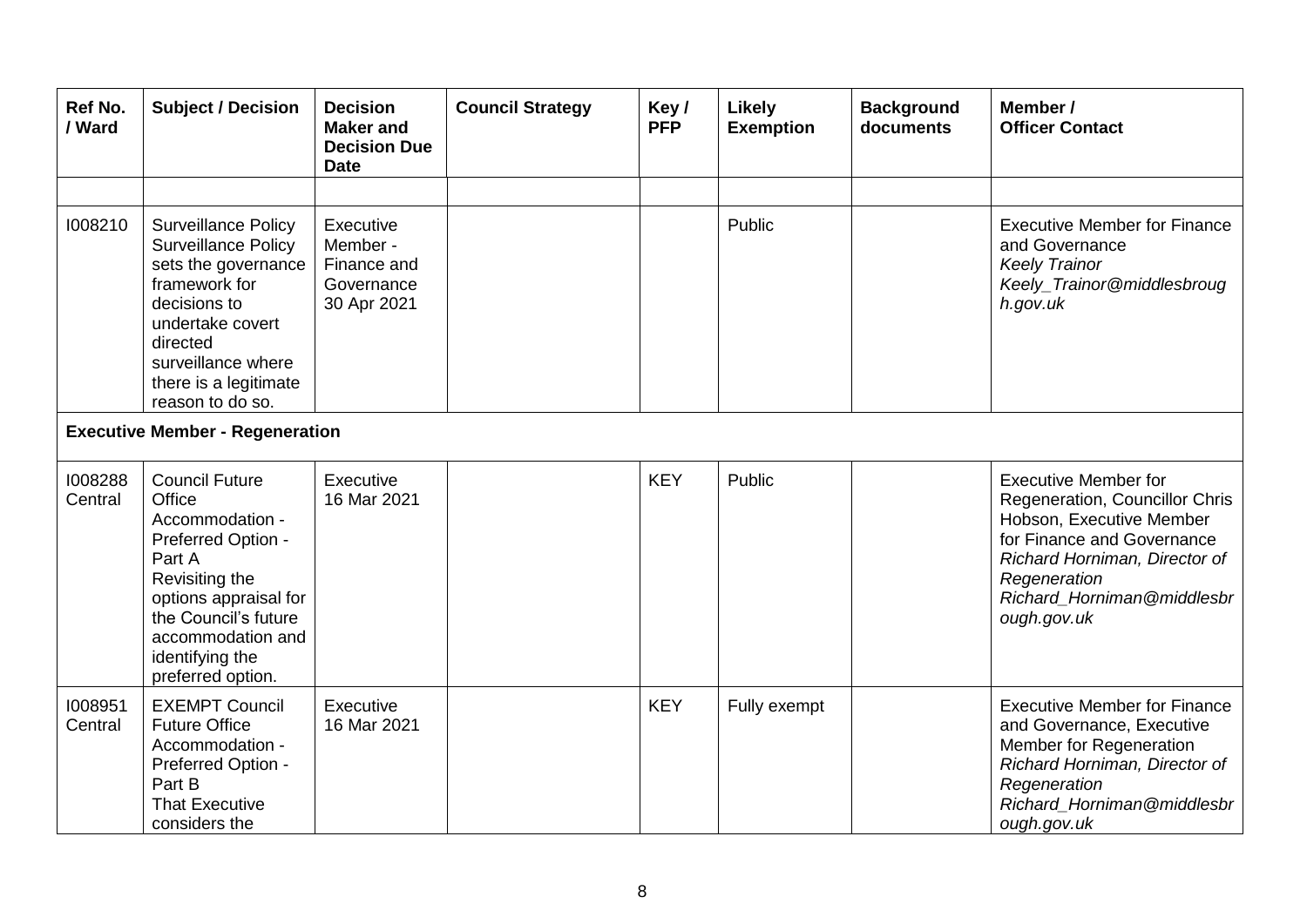| Ref No. / Ward | Subject / Decision | Decision Maker and Decision Due Date | Council Strategy | Key / PFP | Likely Exemption | Background documents | Member / Officer Contact |
|---|---|---|---|---|---|---|---|
| | | | | | | | |
| I008210 | Surveillance Policy Surveillance Policy sets the governance framework for decisions to undertake covert directed surveillance where there is a legitimate reason to do so. | Executive Member - Finance and Governance 30 Apr 2021 | | | Public | | Executive Member for Finance and Governance *Keely Trainor* *Keely_Trainor@middlesbrough.gov.uk* |
| **Executive Member - Regeneration** | | | | | | | |
| I008288 Central | Council Future Office Accommodation - Preferred Option - Part A Revisiting the options appraisal for the Council's future accommodation and identifying the preferred option. | Executive 16 Mar 2021 | | KEY | Public | | Executive Member for Regeneration, Councillor Chris Hobson, Executive Member for Finance and Governance *Richard Horniman, Director of Regeneration* *Richard_Horniman@middlesbrough.gov.uk* |
| I008951 Central | EXEMPT Council Future Office Accommodation - Preferred Option - Part B That Executive considers the | Executive 16 Mar 2021 | | KEY | Fully exempt | | Executive Member for Finance and Governance, Executive Member for Regeneration *Richard Horniman, Director of Regeneration* *Richard_Horniman@middlesbrough.gov.uk* |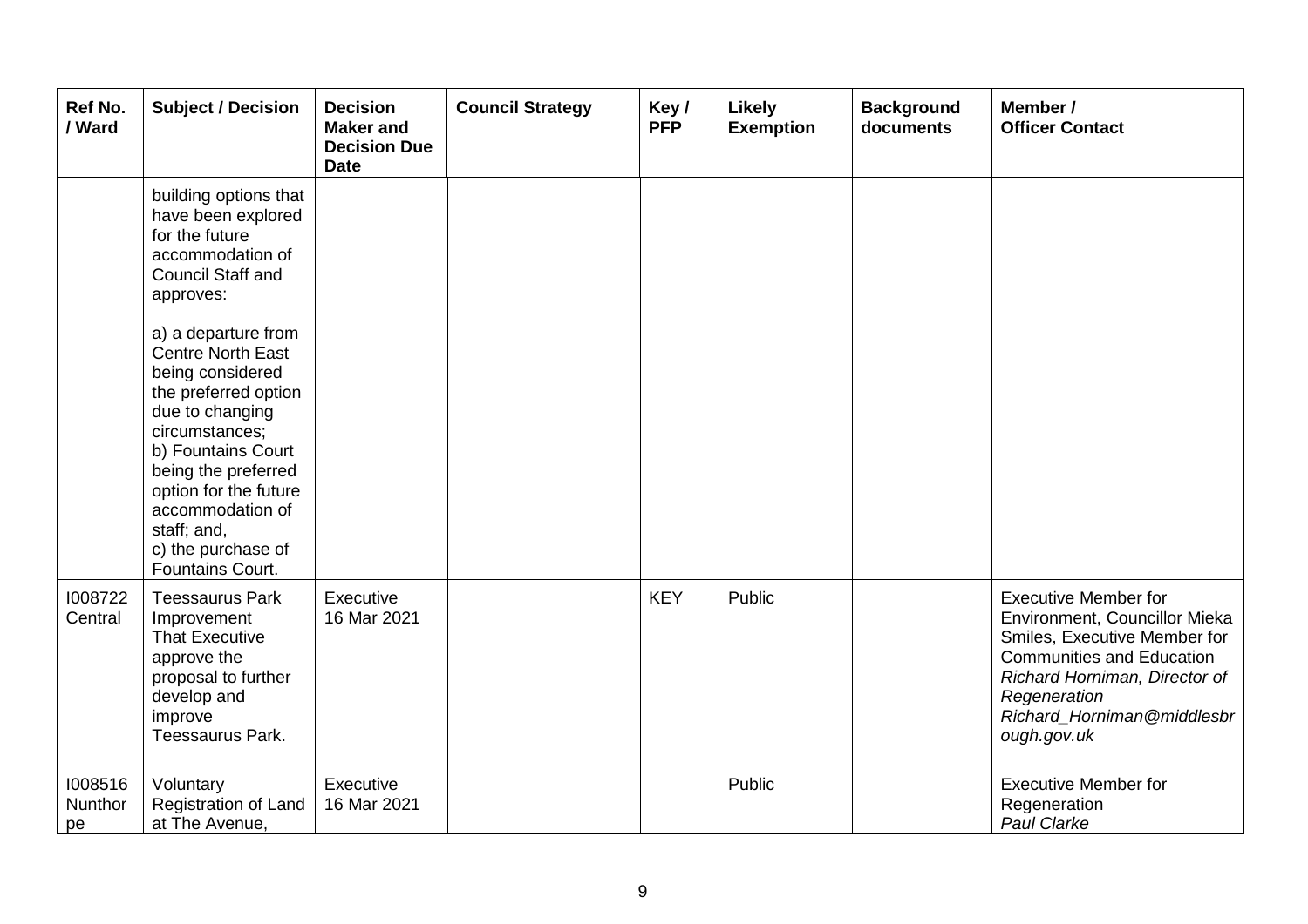| Ref No. / Ward | Subject / Decision | Decision Maker and Decision Due Date | Council Strategy | Key / PFP | Likely Exemption | Background documents | Member / Officer Contact |
|---|---|---|---|---|---|---|---|
| | building options that have been explored for the future accommodation of Council Staff and approves:<br><br>a) a departure from Centre North East being considered the preferred option due to changing circumstances;<br>b) Fountains Court being the preferred option for the future accommodation of staff; and,<br>c) the purchase of Fountains Court. | | | | | | |
| I008722 Central | Teessaurus Park Improvement<br>That Executive approve the proposal to further develop and improve Teessaurus Park. | Executive 16 Mar 2021 | | KEY | Public | | Executive Member for Environment, Councillor Mieka Smiles, Executive Member for Communities and Education<br>*Richard Horniman, Director of Regeneration*<br>*Richard_Horniman@middlesbrough.gov.uk* |
| I008516 Nunthorpe | Voluntary Registration of Land at The Avenue, | Executive 16 Mar 2021 | | | Public | | Executive Member for Regeneration<br>*Paul Clarke* |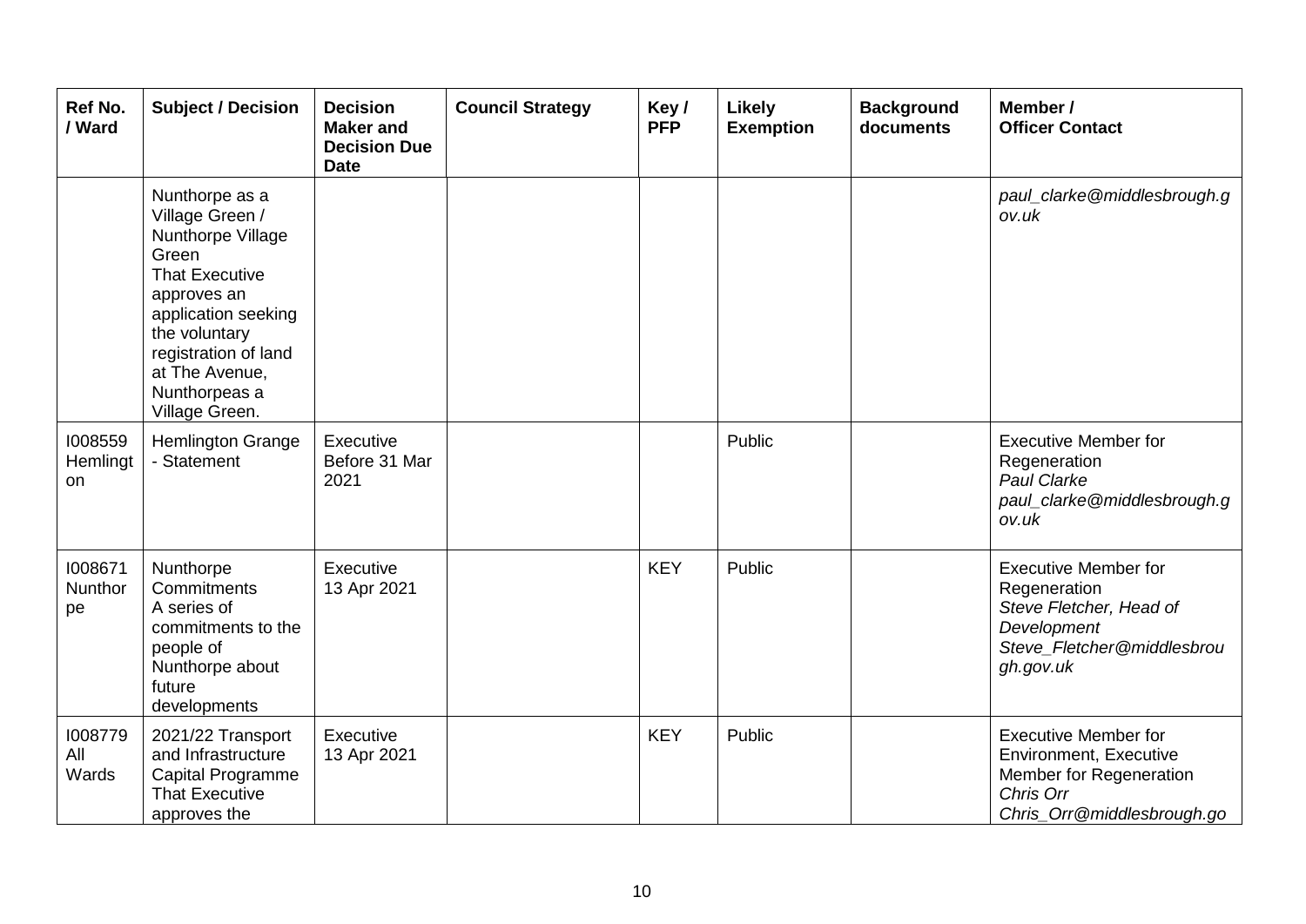| Ref No. / Ward | Subject / Decision | Decision Maker and Decision Due Date | Council Strategy | Key / PFP | Likely Exemption | Background documents | Member / Officer Contact |
|---|---|---|---|---|---|---|---|
| | Nunthorpe as a Village Green / Nunthorpe Village Green<br>That Executive approves an application seeking the voluntary registration of land at The Avenue, Nunthorpeas a Village Green. | | | | | | *paul_clarke@middlesbrough.gov.uk* |
| I008559 Hemlington | Hemlington Grange - Statement | Executive Before 31 Mar 2021 | | | Public | | Executive Member for Regeneration<br>*Paul Clarke*<br>*paul_clarke@middlesbrough.gov.uk* |
| I008671 Nunthorpe | Nunthorpe Commitments<br>A series of commitments to the people of Nunthorpe about future developments | Executive 13 Apr 2021 | | KEY | Public | | Executive Member for Regeneration<br>*Steve Fletcher, Head of Development*<br>*Steve_Fletcher@middlesbrough.gov.uk* |
| I008779 All Wards | 2021/22 Transport and Infrastructure Capital Programme<br>That Executive approves the | Executive 13 Apr 2021 | | KEY | Public | | Executive Member for Environment, Executive Member for Regeneration<br>*Chris Orr*<br>*Chris_Orr@middlesbrough.go* |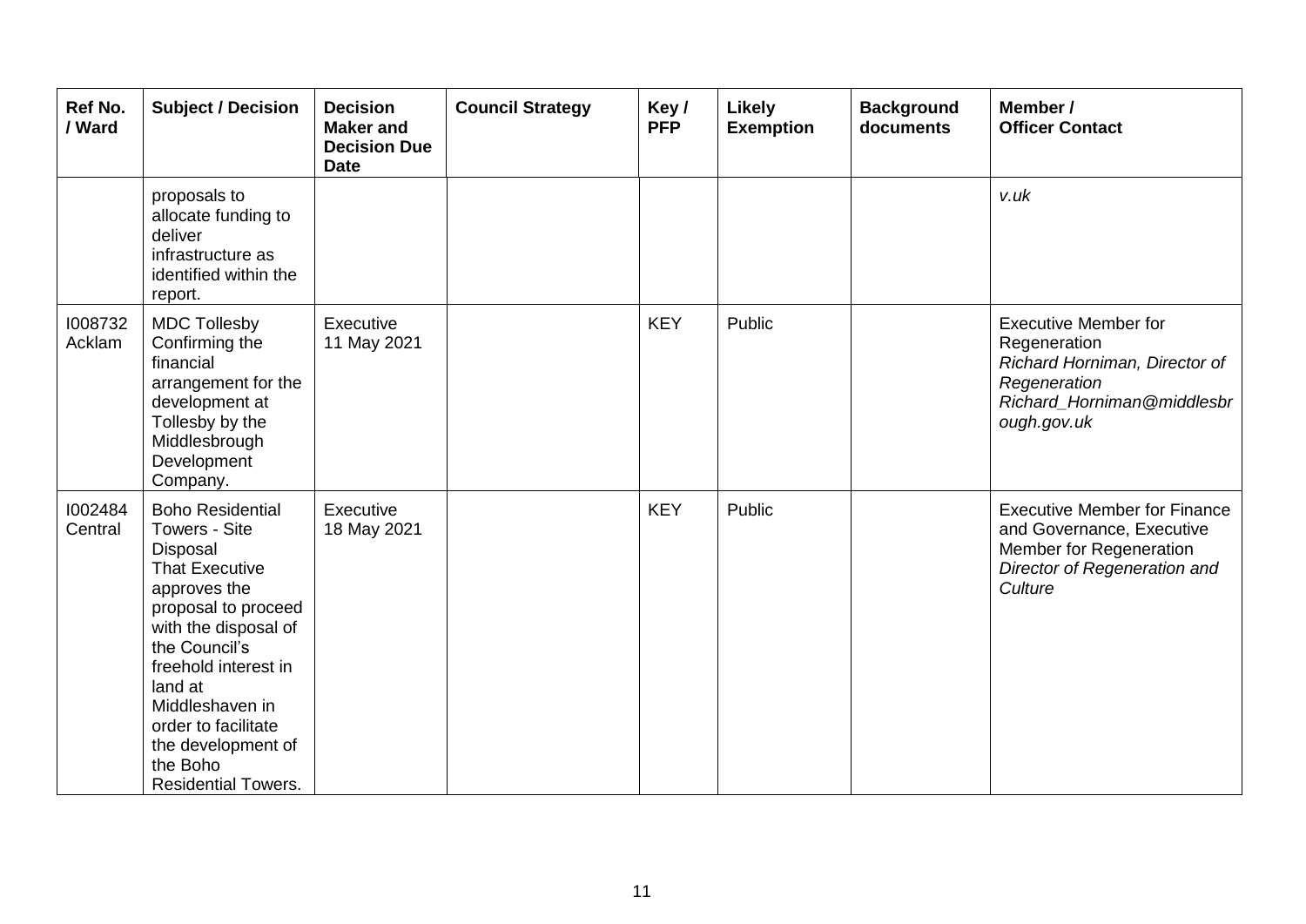| Ref No. / Ward | Subject / Decision | Decision Maker and Decision Due Date | Council Strategy | Key / PFP | Likely Exemption | Background documents | Member / Officer Contact |
|---|---|---|---|---|---|---|---|
| | proposals to allocate funding to deliver infrastructure as identified within the report. | | | | | | *v.uk* |
| I008732 Acklam | MDC Tollesby Confirming the financial arrangement for the development at Tollesby by the Middlesbrough Development Company. | Executive 11 May 2021 | | KEY | Public | | Executive Member for Regeneration *Richard Horniman, Director of Regeneration* *Richard_Horniman@middlesbrough.gov.uk* |
| I002484 Central | Boho Residential Towers - Site Disposal That Executive approves the proposal to proceed with the disposal of the Council's freehold interest in land at Middleshaven in order to facilitate the development of the Boho Residential Towers. | Executive 18 May 2021 | | KEY | Public | | Executive Member for Finance and Governance, Executive Member for Regeneration *Director of Regeneration and Culture* |